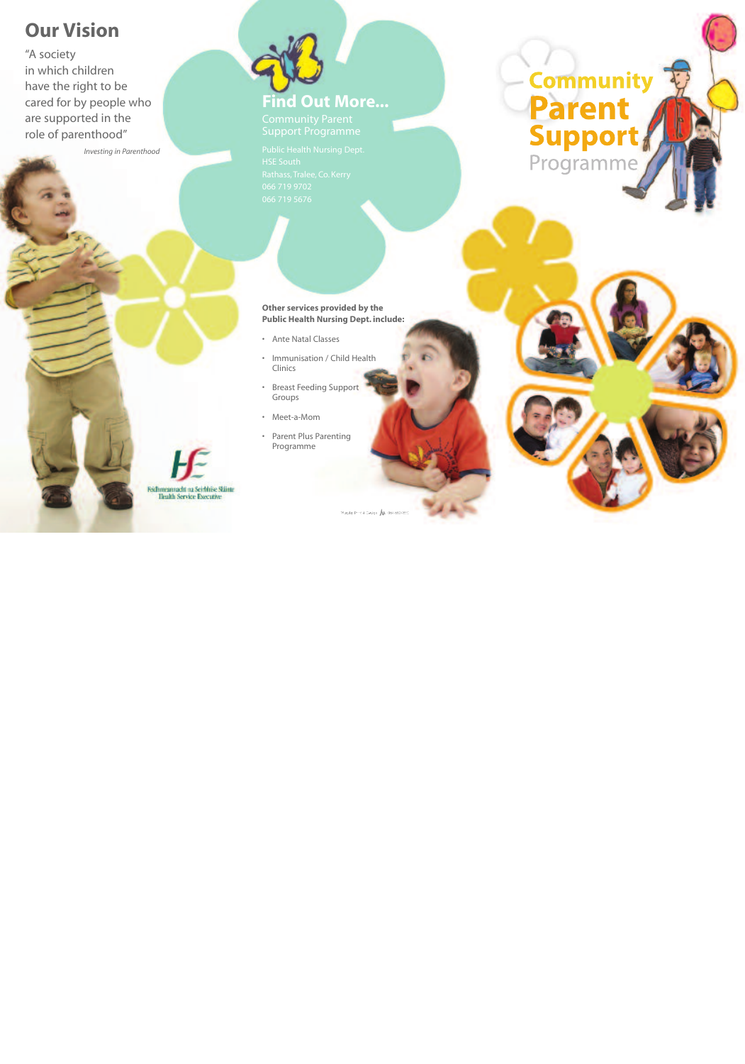## Our Vision

"A society in which children have the right to be cared for by people who are supported in the role of parenthood"

*Investing in Parenthood*

Feidhmeannacht na Seirbhíse Sláinte
Health Service Executive

## Find Out More...

Community Parent Support Programme

Public Health Nursing Dept.
HSE South
Rathass, Tralee, Co. Kerry
066 719 9702
066 719 5676

**Other services provided by the Public Health Nursing Dept. include:**

- Ante Natal Classes
- Immunisation / Child Health Clinics
- Breast Feeding Support Groups
- Meet-a-Mom
- Parent Plus Parenting Programme

# Community Parent Support Programme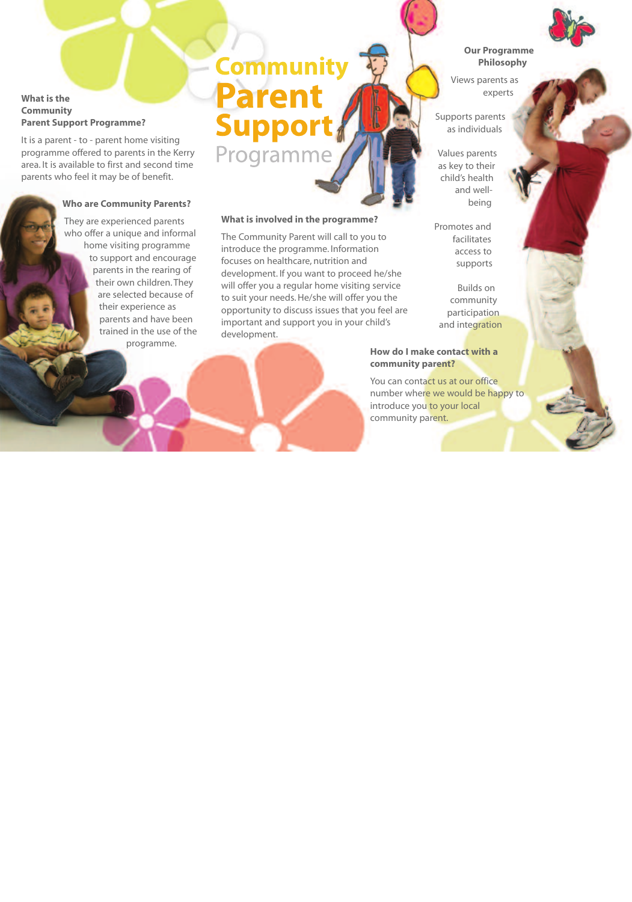# Community Parent Support Programme

## What is the Community Parent Support Programme?

It is a parent - to - parent home visiting programme offered to parents in the Kerry area. It is available to first and second time parents who feel it may be of benefit.

## Who are Community Parents?

They are experienced parents who offer a unique and informal home visiting programme to support and encourage parents in the rearing of their own children. They are selected because of their experience as parents and have been trained in the use of the programme.

## What is involved in the programme?

The Community Parent will call to you to introduce the programme. Information focuses on healthcare, nutrition and development. If you want to proceed he/she will offer you a regular home visiting service to suit your needs. He/she will offer you the opportunity to discuss issues that you feel are important and support you in your child's development.

## Our Programme Philosophy

Views parents as experts

Supports parents as individuals

Values parents as key to their child's health and well-being

Promotes and facilitates access to supports

Builds on community participation and integration

## How do I make contact with a community parent?

You can contact us at our office number where we would be happy to introduce you to your local community parent.